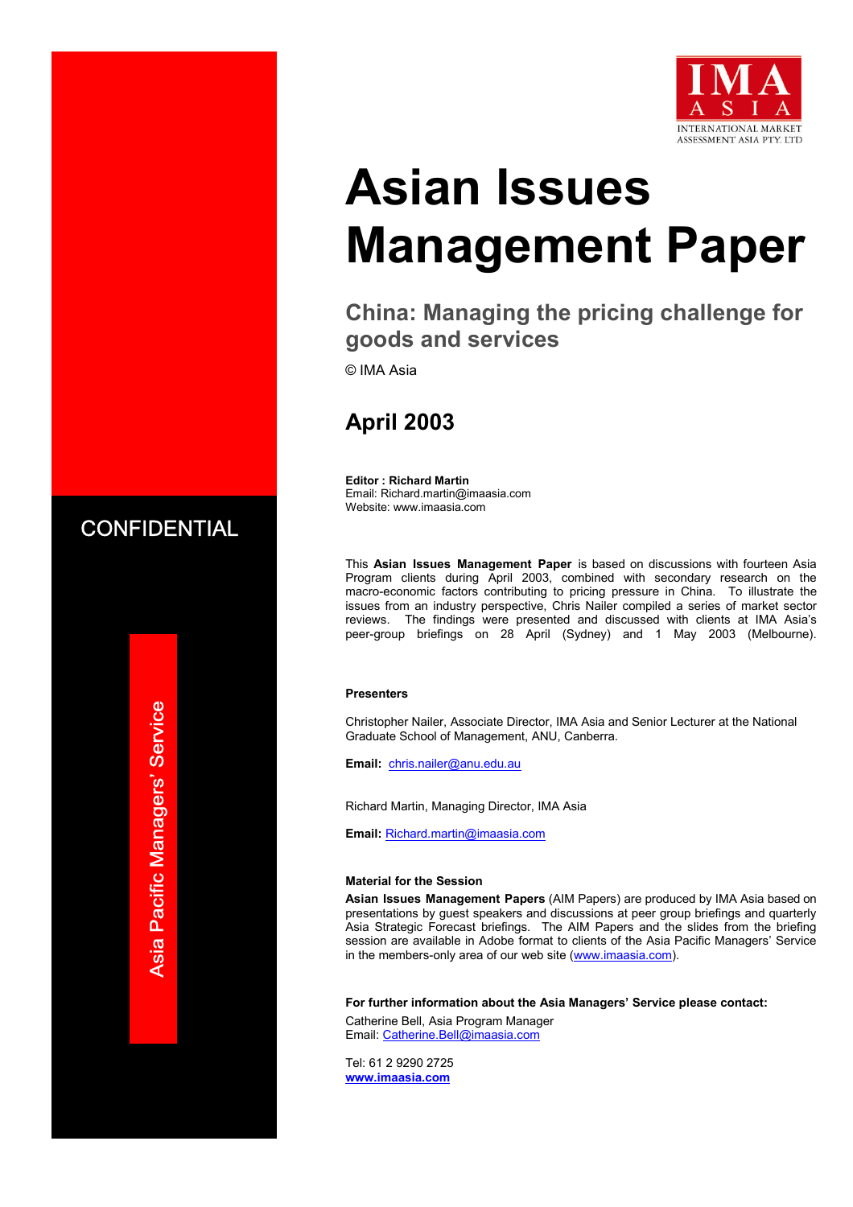IMA ASIA
INTERNATIONAL MARKET ASSESSMENT ASIA PTY. LTD

CONFIDENTIAL

Asia Pacific Managers' Service

# Asian Issues Management Paper

## China: Managing the pricing challenge for goods and services

© IMA Asia

## April 2003

**Editor : Richard Martin**
Email: Richard.martin@imaasia.com
Website: www.imaasia.com

This **Asian Issues Management Paper** is based on discussions with fourteen Asia Program clients during April 2003, combined with secondary research on the macro-economic factors contributing to pricing pressure in China. To illustrate the issues from an industry perspective, Chris Nailer compiled a series of market sector reviews. The findings were presented and discussed with clients at IMA Asia's peer-group briefings on 28 April (Sydney) and 1 May 2003 (Melbourne).

**Presenters**

Christopher Nailer, Associate Director, IMA Asia and Senior Lecturer at the National Graduate School of Management, ANU, Canberra.

**Email:** chris.nailer@anu.edu.au

Richard Martin, Managing Director, IMA Asia

**Email:** Richard.martin@imaasia.com

**Material for the Session**

**Asian Issues Management Papers** (AIM Papers) are produced by IMA Asia based on presentations by guest speakers and discussions at peer group briefings and quarterly Asia Strategic Forecast briefings. The AIM Papers and the slides from the briefing session are available in Adobe format to clients of the Asia Pacific Managers' Service in the members-only area of our web site (www.imaasia.com).

**For further information about the Asia Managers' Service please contact:**

Catherine Bell, Asia Program Manager
Email: Catherine.Bell@imaasia.com

Tel: 61 2 9290 2725
**www.imaasia.com**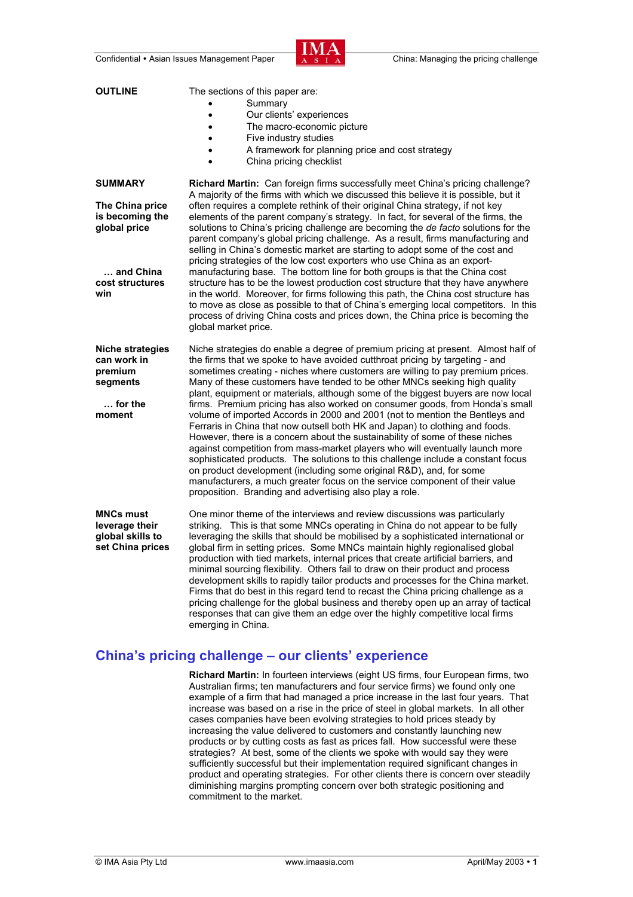## OUTLINE

The sections of this paper are:

- Summary
- Our clients' experiences
- The macro-economic picture
- Five industry studies
- A framework for planning price and cost strategy
- China pricing checklist

## SUMMARY

**The China price is becoming the global price**

**… and China cost structures win**

**Richard Martin:** Can foreign firms successfully meet China's pricing challenge? A majority of the firms with which we discussed this believe it is possible, but it often requires a complete rethink of their original China strategy, if not key elements of the parent company's strategy. In fact, for several of the firms, the solutions to China's pricing challenge are becoming the *de facto* solutions for the parent company's global pricing challenge. As a result, firms manufacturing and selling in China's domestic market are starting to adopt some of the cost and pricing strategies of the low cost exporters who use China as an export-manufacturing base. The bottom line for both groups is that the China cost structure has to be the lowest production cost structure that they have anywhere in the world. Moreover, for firms following this path, the China cost structure has to move as close as possible to that of China's emerging local competitors. In this process of driving China costs and prices down, the China price is becoming the global market price.

**Niche strategies can work in premium segments**

**… for the moment**

Niche strategies do enable a degree of premium pricing at present. Almost half of the firms that we spoke to have avoided cutthroat pricing by targeting - and sometimes creating - niches where customers are willing to pay premium prices. Many of these customers have tended to be other MNCs seeking high quality plant, equipment or materials, although some of the biggest buyers are now local firms. Premium pricing has also worked on consumer goods, from Honda's small volume of imported Accords in 2000 and 2001 (not to mention the Bentleys and Ferraris in China that now outsell both HK and Japan) to clothing and foods. However, there is a concern about the sustainability of some of these niches against competition from mass-market players who will eventually launch more sophisticated products. The solutions to this challenge include a constant focus on product development (including some original R&D), and, for some manufacturers, a much greater focus on the service component of their value proposition. Branding and advertising also play a role.

**MNCs must leverage their global skills to set China prices**

One minor theme of the interviews and review discussions was particularly striking. This is that some MNCs operating in China do not appear to be fully leveraging the skills that should be mobilised by a sophisticated international or global firm in setting prices. Some MNCs maintain highly regionalised global production with tied markets, internal prices that create artificial barriers, and minimal sourcing flexibility. Others fail to draw on their product and process development skills to rapidly tailor products and processes for the China market. Firms that do best in this regard tend to recast the China pricing challenge as a pricing challenge for the global business and thereby open up an array of tactical responses that can give them an edge over the highly competitive local firms emerging in China.

## China's pricing challenge – our clients' experience

**Richard Martin:** In fourteen interviews (eight US firms, four European firms, two Australian firms; ten manufacturers and four service firms) we found only one example of a firm that had managed a price increase in the last four years. That increase was based on a rise in the price of steel in global markets. In all other cases companies have been evolving strategies to hold prices steady by increasing the value delivered to customers and constantly launching new products or by cutting costs as fast as prices fall. How successful were these strategies? At best, some of the clients we spoke with would say they were sufficiently successful but their implementation required significant changes in product and operating strategies. For other clients there is concern over steadily diminishing margins prompting concern over both strategic positioning and commitment to the market.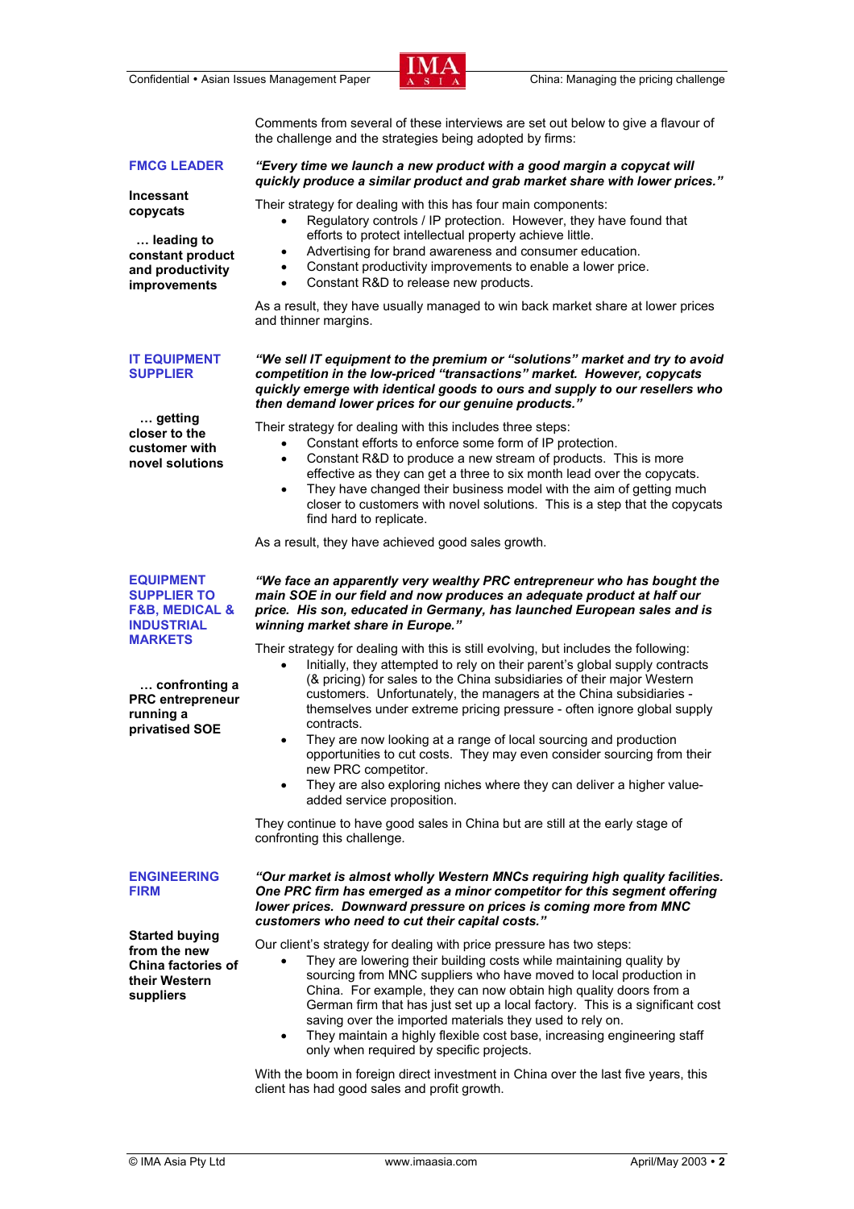Comments from several of these interviews are set out below to give a flavour of the challenge and the strategies being adopted by firms:

### FMCG LEADER

**Incessant copycats**

**… leading to constant product and productivity improvements**

***"Every time we launch a new product with a good margin a copycat will quickly produce a similar product and grab market share with lower prices."***

Their strategy for dealing with this has four main components:

- Regulatory controls / IP protection. However, they have found that efforts to protect intellectual property achieve little.
- Advertising for brand awareness and consumer education.
- Constant productivity improvements to enable a lower price.
- Constant R&D to release new products.

As a result, they have usually managed to win back market share at lower prices and thinner margins.

### IT EQUIPMENT SUPPLIER

**… getting closer to the customer with novel solutions**

***"We sell IT equipment to the premium or "solutions" market and try to avoid competition in the low-priced "transactions" market. However, copycats quickly emerge with identical goods to ours and supply to our resellers who then demand lower prices for our genuine products."***

Their strategy for dealing with this includes three steps:

- Constant efforts to enforce some form of IP protection.
- Constant R&D to produce a new stream of products. This is more effective as they can get a three to six month lead over the copycats.
- They have changed their business model with the aim of getting much closer to customers with novel solutions. This is a step that the copycats find hard to replicate.

As a result, they have achieved good sales growth.

### EQUIPMENT SUPPLIER TO F&B, MEDICAL & INDUSTRIAL MARKETS

**… confronting a PRC entrepreneur running a privatised SOE**

***"We face an apparently very wealthy PRC entrepreneur who has bought the main SOE in our field and now produces an adequate product at half our price. His son, educated in Germany, has launched European sales and is winning market share in Europe."***

Their strategy for dealing with this is still evolving, but includes the following:

- Initially, they attempted to rely on their parent's global supply contracts (& pricing) for sales to the China subsidiaries of their major Western customers. Unfortunately, the managers at the China subsidiaries - themselves under extreme pricing pressure - often ignore global supply contracts.
- They are now looking at a range of local sourcing and production opportunities to cut costs. They may even consider sourcing from their new PRC competitor.
- They are also exploring niches where they can deliver a higher value-added service proposition.

They continue to have good sales in China but are still at the early stage of confronting this challenge.

### ENGINEERING FIRM

**Started buying from the new China factories of their Western suppliers**

***"Our market is almost wholly Western MNCs requiring high quality facilities. One PRC firm has emerged as a minor competitor for this segment offering lower prices. Downward pressure on prices is coming more from MNC customers who need to cut their capital costs."***

Our client's strategy for dealing with price pressure has two steps:

- They are lowering their building costs while maintaining quality by sourcing from MNC suppliers who have moved to local production in China. For example, they can now obtain high quality doors from a German firm that has just set up a local factory. This is a significant cost saving over the imported materials they used to rely on.
- They maintain a highly flexible cost base, increasing engineering staff only when required by specific projects.

With the boom in foreign direct investment in China over the last five years, this client has had good sales and profit growth.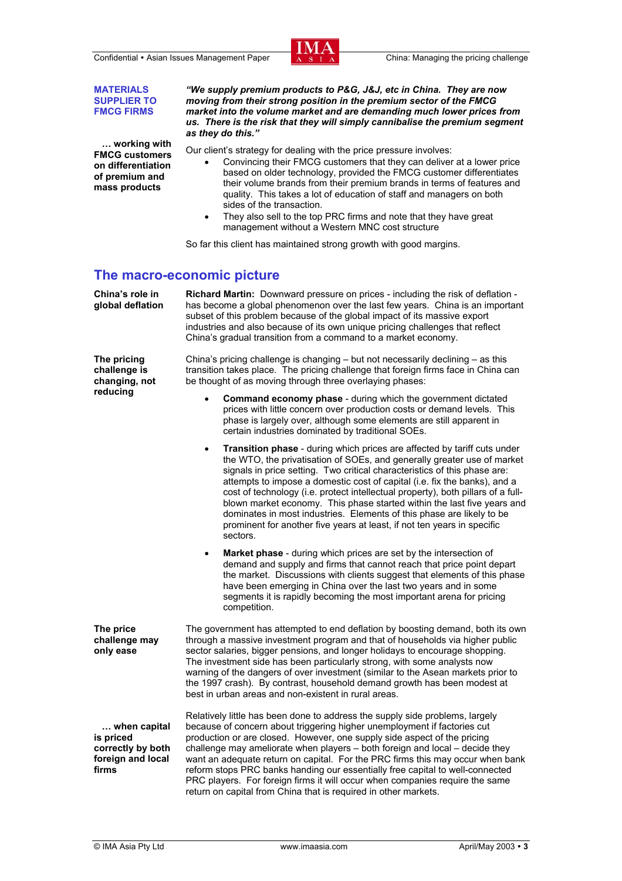**MATERIALS SUPPLIER TO FMCG FIRMS**

***"We supply premium products to P&G, J&J, etc in China. They are now moving from their strong position in the premium sector of the FMCG market into the volume market and are demanding much lower prices from us. There is the risk that they will simply cannibalise the premium segment as they do this."***

**… working with FMCG customers on differentiation of premium and mass products**

Our client's strategy for dealing with the price pressure involves:

- Convincing their FMCG customers that they can deliver at a lower price based on older technology, provided the FMCG customer differentiates their volume brands from their premium brands in terms of features and quality. This takes a lot of education of staff and managers on both sides of the transaction.
- They also sell to the top PRC firms and note that they have great management without a Western MNC cost structure

So far this client has maintained strong growth with good margins.

## The macro-economic picture

**China's role in global deflation**

**Richard Martin:** Downward pressure on prices - including the risk of deflation - has become a global phenomenon over the last few years. China is an important subset of this problem because of the global impact of its massive export industries and also because of its own unique pricing challenges that reflect China's gradual transition from a command to a market economy.

**The pricing challenge is changing, not reducing**

China's pricing challenge is changing – but not necessarily declining – as this transition takes place. The pricing challenge that foreign firms face in China can be thought of as moving through three overlaying phases:

- **Command economy phase** - during which the government dictated prices with little concern over production costs or demand levels. This phase is largely over, although some elements are still apparent in certain industries dominated by traditional SOEs.
- **Transition phase** - during which prices are affected by tariff cuts under the WTO, the privatisation of SOEs, and generally greater use of market signals in price setting. Two critical characteristics of this phase are: attempts to impose a domestic cost of capital (i.e. fix the banks), and a cost of technology (i.e. protect intellectual property), both pillars of a full-blown market economy. This phase started within the last five years and dominates in most industries. Elements of this phase are likely to be prominent for another five years at least, if not ten years in specific sectors.
- **Market phase** - during which prices are set by the intersection of demand and supply and firms that cannot reach that price point depart the market. Discussions with clients suggest that elements of this phase have been emerging in China over the last two years and in some segments it is rapidly becoming the most important arena for pricing competition.

**The price challenge may only ease**

The government has attempted to end deflation by boosting demand, both its own through a massive investment program and that of households via higher public sector salaries, bigger pensions, and longer holidays to encourage shopping. The investment side has been particularly strong, with some analysts now warning of the dangers of over investment (similar to the Asean markets prior to the 1997 crash). By contrast, household demand growth has been modest at best in urban areas and non-existent in rural areas.

**… when capital is priced correctly by both foreign and local firms**

Relatively little has been done to address the supply side problems, largely because of concern about triggering higher unemployment if factories cut production or are closed. However, one supply side aspect of the pricing challenge may ameliorate when players – both foreign and local – decide they want an adequate return on capital. For the PRC firms this may occur when bank reform stops PRC banks handing our essentially free capital to well-connected PRC players. For foreign firms it will occur when companies require the same return on capital from China that is required in other markets.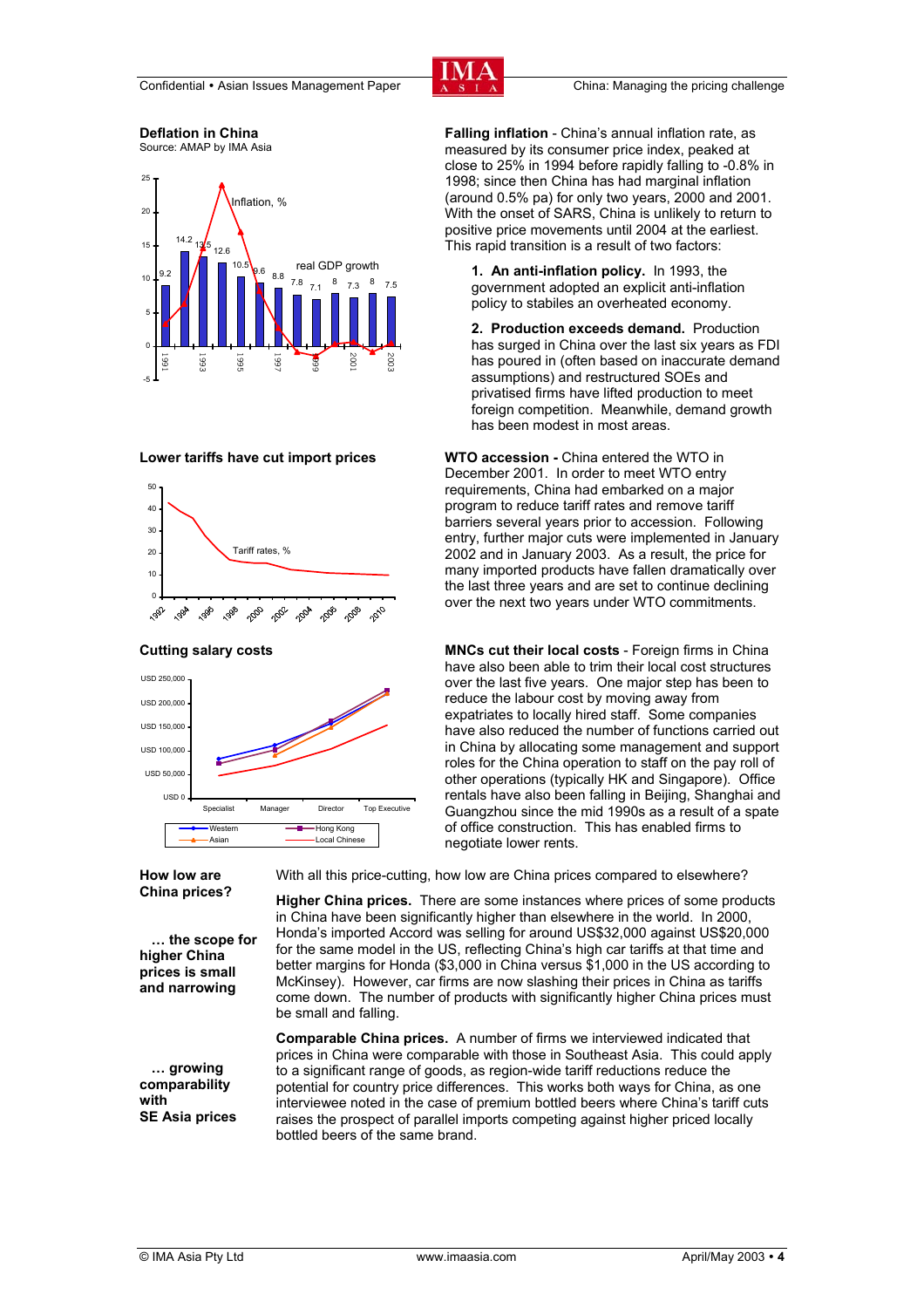**Deflation in China**
Source: AMAP by IMA Asia

**Falling inflation** - China's annual inflation rate, as measured by its consumer price index, peaked at close to 25% in 1994 before rapidly falling to -0.8% in 1998; since then China has had marginal inflation (around 0.5% pa) for only two years, 2000 and 2001. With the onset of SARS, China is unlikely to return to positive price movements until 2004 at the earliest. This rapid transition is a result of two factors:

1. **An anti-inflation policy.** In 1993, the government adopted an explicit anti-inflation policy to stabiles an overheated economy.

2. **Production exceeds demand.** Production has surged in China over the last six years as FDI has poured in (often based on inaccurate demand assumptions) and restructured SOEs and privatised firms have lifted production to meet foreign competition. Meanwhile, demand growth has been modest in most areas.

**Lower tariffs have cut import prices**

**WTO accession -** China entered the WTO in December 2001. In order to meet WTO entry requirements, China had embarked on a major program to reduce tariff rates and remove tariff barriers several years prior to accession. Following entry, further major cuts were implemented in January 2002 and in January 2003. As a result, the price for many imported products have fallen dramatically over the last three years and are set to continue declining over the next two years under WTO commitments.

**Cutting salary costs**

**MNCs cut their local costs** - Foreign firms in China have also been able to trim their local cost structures over the last five years. One major step has been to reduce the labour cost by moving away from expatriates to locally hired staff. Some companies have also reduced the number of functions carried out in China by allocating some management and support roles for the China operation to staff on the pay roll of other operations (typically HK and Singapore). Office rentals have also been falling in Beijing, Shanghai and Guangzhou since the mid 1990s as a result of a spate of office construction. This has enabled firms to negotiate lower rents.

**How low are China prices?**

With all this price-cutting, how low are China prices compared to elsewhere?

**… the scope for higher China prices is small and narrowing**

**Higher China prices.** There are some instances where prices of some products in China have been significantly higher than elsewhere in the world. In 2000, Honda's imported Accord was selling for around US$32,000 against US$20,000 for the same model in the US, reflecting China's high car tariffs at that time and better margins for Honda ($3,000 in China versus $1,000 in the US according to McKinsey). However, car firms are now slashing their prices in China as tariffs come down. The number of products with significantly higher China prices must be small and falling.

**… growing comparability with SE Asia prices**

**Comparable China prices.** A number of firms we interviewed indicated that prices in China were comparable with those in Southeast Asia. This could apply to a significant range of goods, as region-wide tariff reductions reduce the potential for country price differences. This works both ways for China, as one interviewee noted in the case of premium bottled beers where China's tariff cuts raises the prospect of parallel imports competing against higher priced locally bottled beers of the same brand.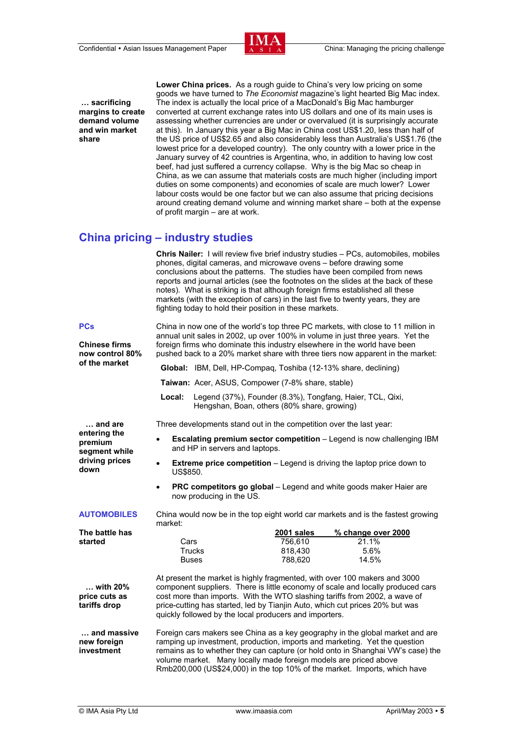**… sacrificing margins to create demand volume and win market share**

**Lower China prices.** As a rough guide to China's very low pricing on some goods we have turned to *The Economist* magazine's light hearted Big Mac index. The index is actually the local price of a MacDonald's Big Mac hamburger converted at current exchange rates into US dollars and one of its main uses is assessing whether currencies are under or overvalued (it is surprisingly accurate at this). In January this year a Big Mac in China cost US$1.20, less than half of the US price of US$2.65 and also considerably less than Australia's US$1.76 (the lowest price for a developed country). The only country with a lower price in the January survey of 42 countries is Argentina, who, in addition to having low cost beef, had just suffered a currency collapse. Why is the big Mac so cheap in China, as we can assume that materials costs are much higher (including import duties on some components) and economies of scale are much lower? Lower labour costs would be one factor but we can also assume that pricing decisions around creating demand volume and winning market share – both at the expense of profit margin – are at work.

## China pricing – industry studies

**Chris Nailer:** I will review five brief industry studies – PCs, automobiles, mobiles phones, digital cameras, and microwave ovens – before drawing some conclusions about the patterns. The studies have been compiled from news reports and journal articles (see the footnotes on the slides at the back of these notes). What is striking is that although foreign firms established all these markets (with the exception of cars) in the last five to twenty years, they are fighting today to hold their position in these markets.

### PCs

**Chinese firms now control 80% of the market**

China in now one of the world's top three PC markets, with close to 11 million in annual unit sales in 2002, up over 100% in volume in just three years. Yet the foreign firms who dominate this industry elsewhere in the world have been pushed back to a 20% market share with three tiers now apparent in the market:

**Global:** IBM, Dell, HP-Compaq, Toshiba (12-13% share, declining)

**Taiwan:** Acer, ASUS, Compower (7-8% share, stable)

**Local:** Legend (37%), Founder (8.3%), Tongfang, Haier, TCL, Qixi, Hengshan, Boan, others (80% share, growing)

**… and are entering the premium segment while driving prices down**

Three developments stand out in the competition over the last year:

- **Escalating premium sector competition** – Legend is now challenging IBM and HP in servers and laptops.
- **Extreme price competition** – Legend is driving the laptop price down to US$850.
- **PRC competitors go global** – Legend and white goods maker Haier are now producing in the US.

### AUTOMOBILES

**The battle has started**

China would now be in the top eight world car markets and is the fastest growing market:

| | 2001 sales | % change over 2000 |
|---|---|---|
| Cars | 756,610 | 21.1% |
| Trucks | 818,430 | 5.6% |
| Buses | 788,620 | 14.5% |

**… with 20% price cuts as tariffs drop**

At present the market is highly fragmented, with over 100 makers and 3000 component suppliers. There is little economy of scale and locally produced cars cost more than imports. With the WTO slashing tariffs from 2002, a wave of price-cutting has started, led by Tianjin Auto, which cut prices 20% but was quickly followed by the local producers and importers.

**… and massive new foreign investment**

Foreign cars makers see China as a key geography in the global market and are ramping up investment, production, imports and marketing. Yet the question remains as to whether they can capture (or hold onto in Shanghai VW's case) the volume market. Many locally made foreign models are priced above Rmb200,000 (US$24,000) in the top 10% of the market. Imports, which have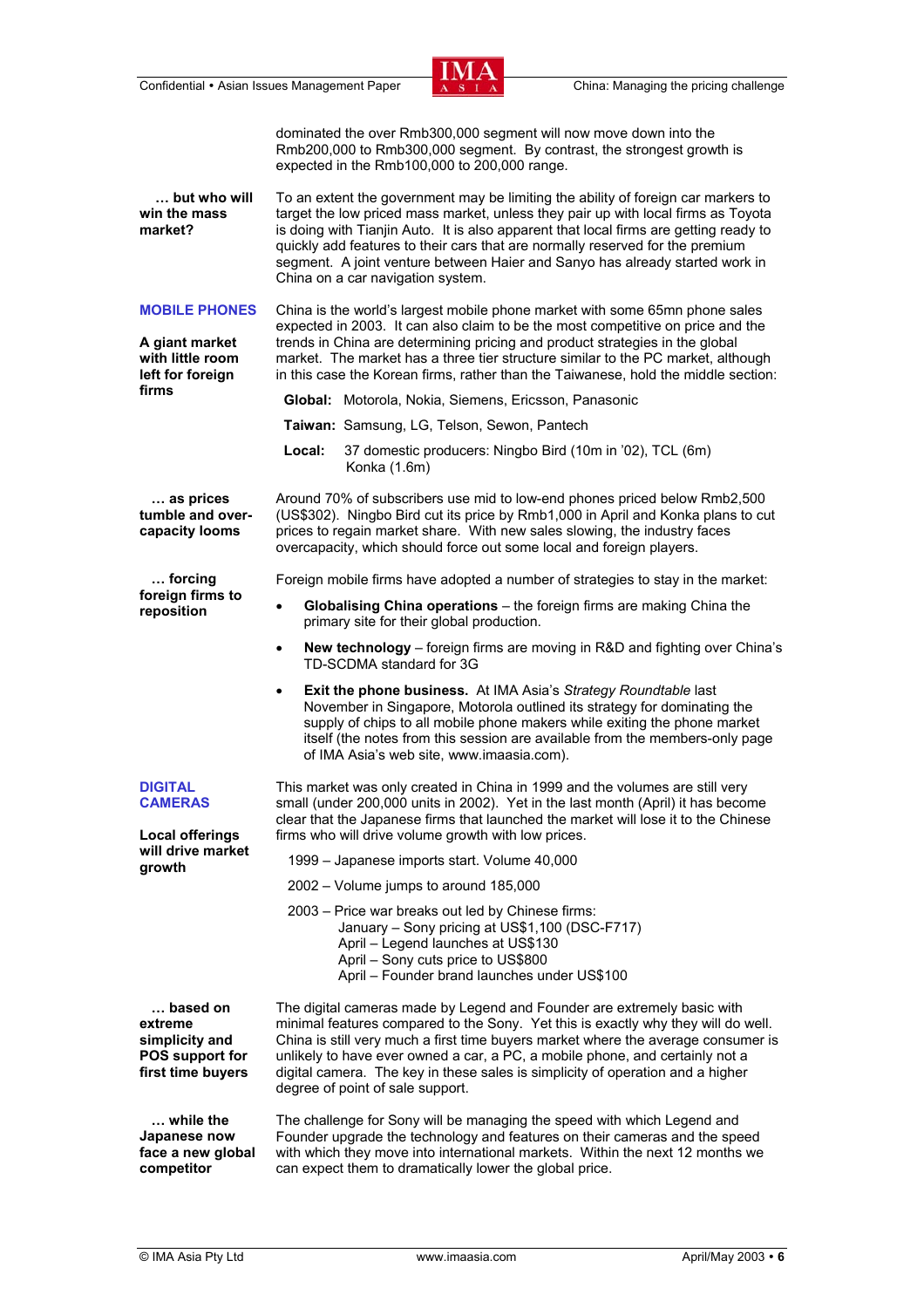dominated the over Rmb300,000 segment will now move down into the Rmb200,000 to Rmb300,000 segment. By contrast, the strongest growth is expected in the Rmb100,000 to 200,000 range.

**… but who will win the mass market?**

To an extent the government may be limiting the ability of foreign car markers to target the low priced mass market, unless they pair up with local firms as Toyota is doing with Tianjin Auto. It is also apparent that local firms are getting ready to quickly add features to their cars that are normally reserved for the premium segment. A joint venture between Haier and Sanyo has already started work in China on a car navigation system.

## MOBILE PHONES

**A giant market with little room left for foreign firms**

China is the world's largest mobile phone market with some 65mn phone sales expected in 2003. It can also claim to be the most competitive on price and the trends in China are determining pricing and product strategies in the global market. The market has a three tier structure similar to the PC market, although in this case the Korean firms, rather than the Taiwanese, hold the middle section:

**Global:** Motorola, Nokia, Siemens, Ericsson, Panasonic

**Taiwan:** Samsung, LG, Telson, Sewon, Pantech

**Local:** 37 domestic producers: Ningbo Bird (10m in '02), TCL (6m) Konka (1.6m)

**… as prices tumble and over-capacity looms**

Around 70% of subscribers use mid to low-end phones priced below Rmb2,500 (US$302). Ningbo Bird cut its price by Rmb1,000 in April and Konka plans to cut prices to regain market share. With new sales slowing, the industry faces overcapacity, which should force out some local and foreign players.

**… forcing foreign firms to reposition**

Foreign mobile firms have adopted a number of strategies to stay in the market:

- **Globalising China operations** – the foreign firms are making China the primary site for their global production.
- **New technology** – foreign firms are moving in R&D and fighting over China's TD-SCDMA standard for 3G
- **Exit the phone business.** At IMA Asia's *Strategy Roundtable* last November in Singapore, Motorola outlined its strategy for dominating the supply of chips to all mobile phone makers while exiting the phone market itself (the notes from this session are available from the members-only page of IMA Asia's web site, www.imaasia.com).

## DIGITAL CAMERAS

**Local offerings will drive market growth**

This market was only created in China in 1999 and the volumes are still very small (under 200,000 units in 2002). Yet in the last month (April) it has become clear that the Japanese firms that launched the market will lose it to the Chinese firms who will drive volume growth with low prices.

1999 – Japanese imports start. Volume 40,000

2002 – Volume jumps to around 185,000

2003 – Price war breaks out led by Chinese firms:
- January – Sony pricing at US$1,100 (DSC-F717)
- April – Legend launches at US$130
- April – Sony cuts price to US$800
- April – Founder brand launches under US$100

**… based on extreme simplicity and POS support for first time buyers**

The digital cameras made by Legend and Founder are extremely basic with minimal features compared to the Sony. Yet this is exactly why they will do well. China is still very much a first time buyers market where the average consumer is unlikely to have ever owned a car, a PC, a mobile phone, and certainly not a digital camera. The key in these sales is simplicity of operation and a higher degree of point of sale support.

**… while the Japanese now face a new global competitor**

The challenge for Sony will be managing the speed with which Legend and Founder upgrade the technology and features on their cameras and the speed with which they move into international markets. Within the next 12 months we can expect them to dramatically lower the global price.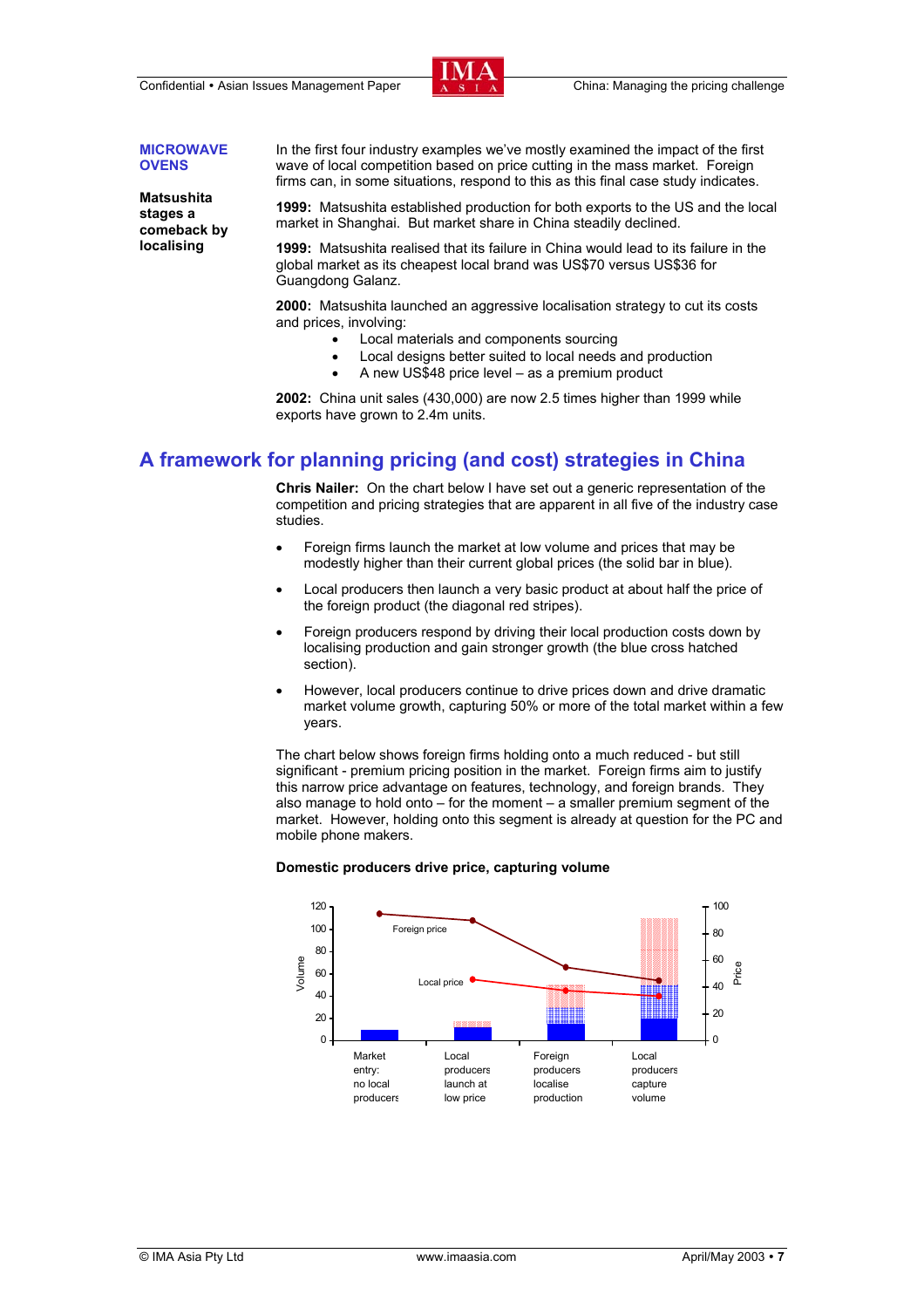## MICROWAVE OVENS

**Matsushita stages a comeback by localising**

In the first four industry examples we've mostly examined the impact of the first wave of local competition based on price cutting in the mass market. Foreign firms can, in some situations, respond to this as this final case study indicates.

**1999:** Matsushita established production for both exports to the US and the local market in Shanghai. But market share in China steadily declined.

**1999:** Matsushita realised that its failure in China would lead to its failure in the global market as its cheapest local brand was US$70 versus US$36 for Guangdong Galanz.

**2000:** Matsushita launched an aggressive localisation strategy to cut its costs and prices, involving:

- Local materials and components sourcing
- Local designs better suited to local needs and production
- A new US$48 price level – as a premium product

**2002:** China unit sales (430,000) are now 2.5 times higher than 1999 while exports have grown to 2.4m units.

## A framework for planning pricing (and cost) strategies in China

**Chris Nailer:** On the chart below I have set out a generic representation of the competition and pricing strategies that are apparent in all five of the industry case studies.

- Foreign firms launch the market at low volume and prices that may be modestly higher than their current global prices (the solid bar in blue).
- Local producers then launch a very basic product at about half the price of the foreign product (the diagonal red stripes).
- Foreign producers respond by driving their local production costs down by localising production and gain stronger growth (the blue cross hatched section).
- However, local producers continue to drive prices down and drive dramatic market volume growth, capturing 50% or more of the total market within a few years.

The chart below shows foreign firms holding onto a much reduced - but still significant - premium pricing position in the market. Foreign firms aim to justify this narrow price advantage on features, technology, and foreign brands. They also manage to hold onto – for the moment – a smaller premium segment of the market. However, holding onto this segment is already at question for the PC and mobile phone makers.

**Domestic producers drive price, capturing volume**

Chart: Volume (left axis, 0–120) and Price (right axis, 0–100), with lines for "Foreign price" and "Local price" across four stages: Market entry: no local producers; Local producers launch at low price; Foreign producers localise production; Local producers capture volume.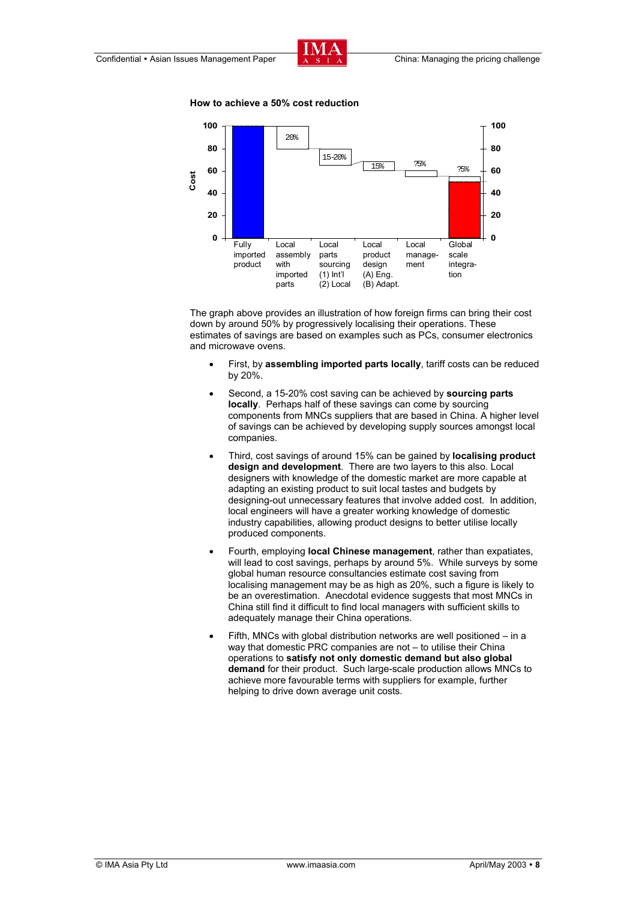**How to achieve a 50% cost reduction**

Cost

100
80
60
40
20
0

20%
15-20%
15%
?5%
?5%

Fully imported product
Local assembly with imported parts
Local parts sourcing (1) Int'l (2) Local
Local product design (A) Eng. (B) Adapt.
Local manage-ment
Global scale integra-tion

The graph above provides an illustration of how foreign firms can bring their cost down by around 50% by progressively localising their operations. These estimates of savings are based on examples such as PCs, consumer electronics and microwave ovens.

- First, by **assembling imported parts locally**, tariff costs can be reduced by 20%.
- Second, a 15-20% cost saving can be achieved by **sourcing parts locally**. Perhaps half of these savings can come by sourcing components from MNCs suppliers that are based in China. A higher level of savings can be achieved by developing supply sources amongst local companies.
- Third, cost savings of around 15% can be gained by **localising product design and development**. There are two layers to this also. Local designers with knowledge of the domestic market are more capable at adapting an existing product to suit local tastes and budgets by designing-out unnecessary features that involve added cost. In addition, local engineers will have a greater working knowledge of domestic industry capabilities, allowing product designs to better utilise locally produced components.
- Fourth, employing **local Chinese management**, rather than expatiates, will lead to cost savings, perhaps by around 5%. While surveys by some global human resource consultancies estimate cost saving from localising management may be as high as 20%, such a figure is likely to be an overestimation. Anecdotal evidence suggests that most MNCs in China still find it difficult to find local managers with sufficient skills to adequately manage their China operations.
- Fifth, MNCs with global distribution networks are well positioned – in a way that domestic PRC companies are not – to utilise their China operations to **satisfy not only domestic demand but also global demand** for their product. Such large-scale production allows MNCs to achieve more favourable terms with suppliers for example, further helping to drive down average unit costs.